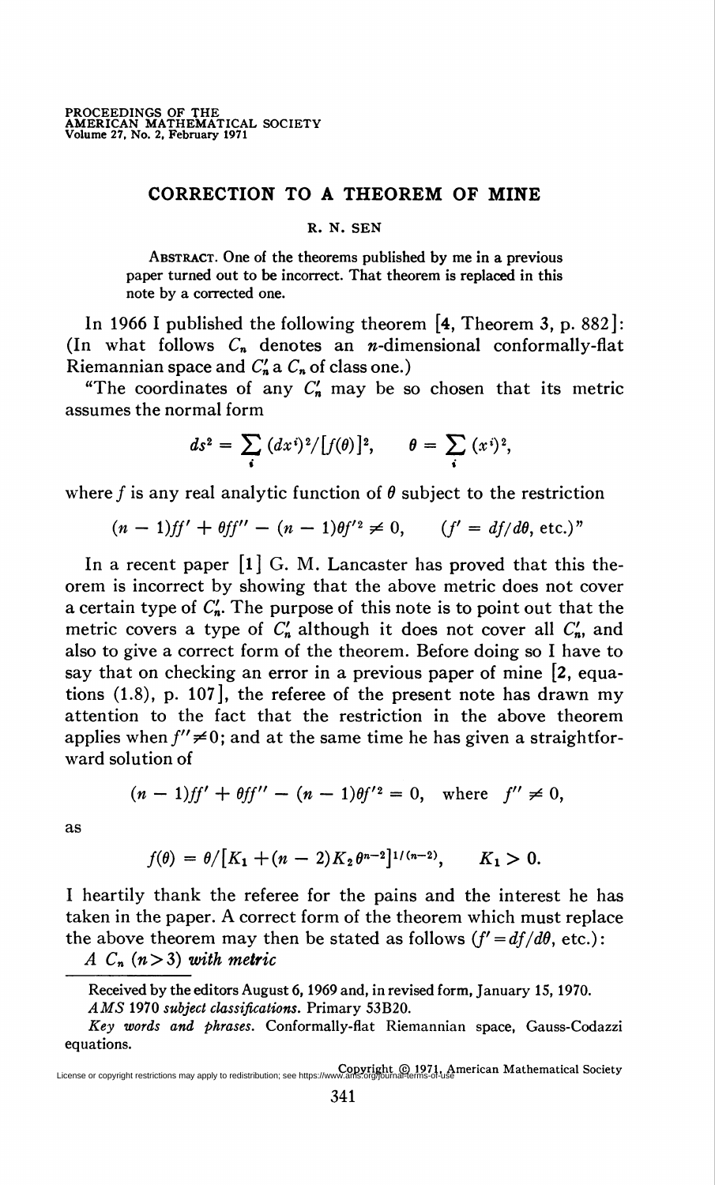# CORRECTION TO A THEOREM OF MINE

R. N. SEN

ABSTRACT. One of the theorems published by me in a previous paper turned out to be incorrect. That theorem is replaced in this note by a corrected one.

In 1966 I published the following theorem [4, Theorem 3, p. 882]: (In what follows $C_n$ denotes an $n$-dimensional conformally-flat Riemannian space and $C_n'$ a $C_n$ of class one.)

"The coordinates of any $C_n'$ may be so chosen that its metric assumes the normal form

$$ds^2 = \sum_i (dx^i)^2/[f(\theta)]^2, \qquad \theta = \sum_i (x^i)^2,$$

where $f$ is any real analytic function of $\theta$ subject to the restriction

$$(n-1)ff' + \theta ff'' - (n-1)\theta f'^2 \neq 0, \qquad (f' = df/d\theta, \text{ etc.})\text{"}$$

In a recent paper [1] G. M. Lancaster has proved that this theorem is incorrect by showing that the above metric does not cover a certain type of $C_n'$. The purpose of this note is to point out that the metric covers a type of $C_n'$ although it does not cover all $C_n'$, and also to give a correct form of the theorem. Before doing so I have to say that on checking an error in a previous paper of mine [2, equations (1.8), p. 107], the referee of the present note has drawn my attention to the fact that the restriction in the above theorem applies when $f'' \neq 0$; and at the same time he has given a straightforward solution of

$$(n-1)ff' + \theta ff'' - (n-1)\theta f'^2 = 0, \quad \text{where} \quad f'' \neq 0,$$

as

$$f(\theta) = \theta/[K_1 + (n-2)K_2\theta^{n-2}]^{1/(n-2)}, \qquad K_1 > 0.$$

I heartily thank the referee for the pains and the interest he has taken in the paper. A correct form of the theorem which must replace the above theorem may then be stated as follows ($f' = df/d\theta$, etc.):

*A $C_n$ $(n > 3)$ with metric*

---

Received by the editors August 6, 1969 and, in revised form, January 15, 1970.

*AMS* 1970 *subject classifications.* Primary 53B20.

*Key words and phrases.* Conformally-flat Riemannian space, Gauss-Codazzi equations.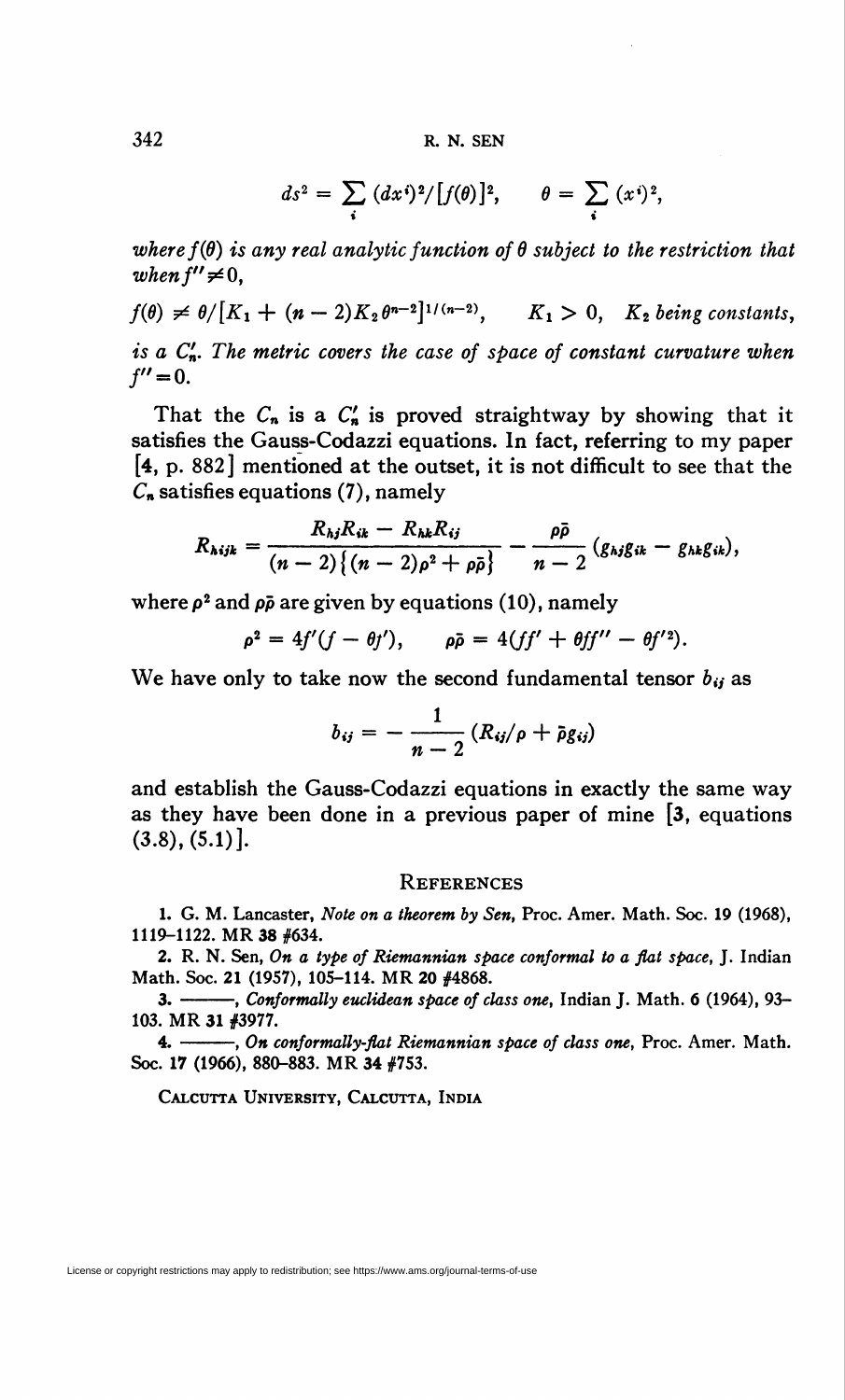$$ds^2 = \sum_i (dx^i)^2/[f(\theta)]^2, \qquad \theta = \sum_i (x^i)^2,$$

*where $f(\theta)$ is any real analytic function of $\theta$ subject to the restriction that when $f'' \neq 0$,*

$$f(\theta) \neq \theta/[K_1 + (n-2)K_2\theta^{n-2}]^{1/(n-2)}, \qquad K_1 > 0, \quad K_2 \textit{ being constants},$$

*is a $C_n'$. The metric covers the case of space of constant curvature when $f'' = 0$.*

That the $C_n$ is a $C_n'$ is proved straightway by showing that it satisfies the Gauss-Codazzi equations. In fact, referring to my paper [4, p. 882] mentioned at the outset, it is not difficult to see that the $C_n$ satisfies equations (7), namely

$$R_{hijk} = \frac{R_{hj}R_{ik} - R_{hk}R_{ij}}{(n-2)\{(n-2)\rho^2 + \rho\bar{\rho}\}} - \frac{\rho\bar{\rho}}{n-2}(g_{hj}g_{ik} - g_{hk}g_{ik}),$$

where $\rho^2$ and $\rho\bar{\rho}$ are given by equations (10), namely

$$\rho^2 = 4f'(f - \theta f'), \qquad \rho\bar{\rho} = 4(ff' + \theta ff'' - \theta f'^2).$$

We have only to take now the second fundamental tensor $b_{ij}$ as

$$b_{ij} = -\frac{1}{n-2}(R_{ij}/\rho + \bar{\rho}g_{ij})$$

and establish the Gauss-Codazzi equations in exactly the same way as they have been done in a previous paper of mine [3, equations (3.8), (5.1)].

## References

1. G. M. Lancaster, *Note on a theorem by Sen*, Proc. Amer. Math. Soc. **19** (1968), 1119–1122. MR **38** #634.

2. R. N. Sen, *On a type of Riemannian space conformal to a flat space*, J. Indian Math. Soc. **21** (1957), 105–114. MR **20** #4868.

3. ———, *Conformally euclidean space of class one*, Indian J. Math. **6** (1964), 93–103. MR **31** #3977.

4. ———, *On conformally-flat Riemannian space of class one*, Proc. Amer. Math. Soc. **17** (1966), 880–883. MR **34** #753.

Calcutta University, Calcutta, India